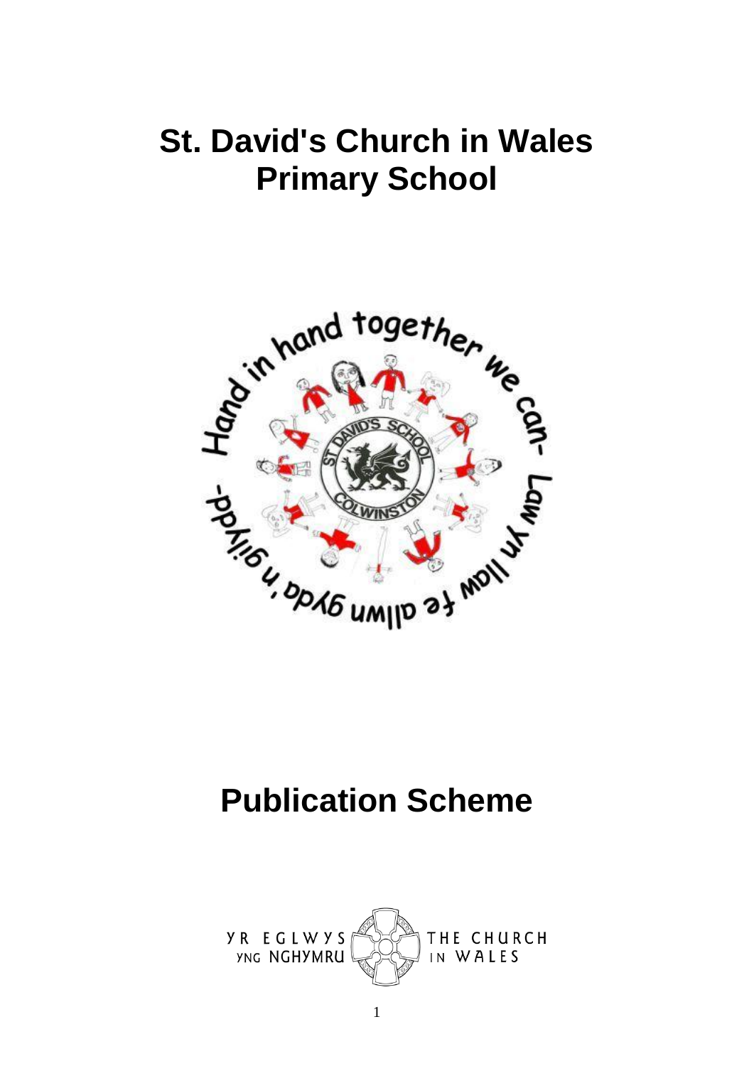# St. David's Church in Wales Primary School

# Publication Scheme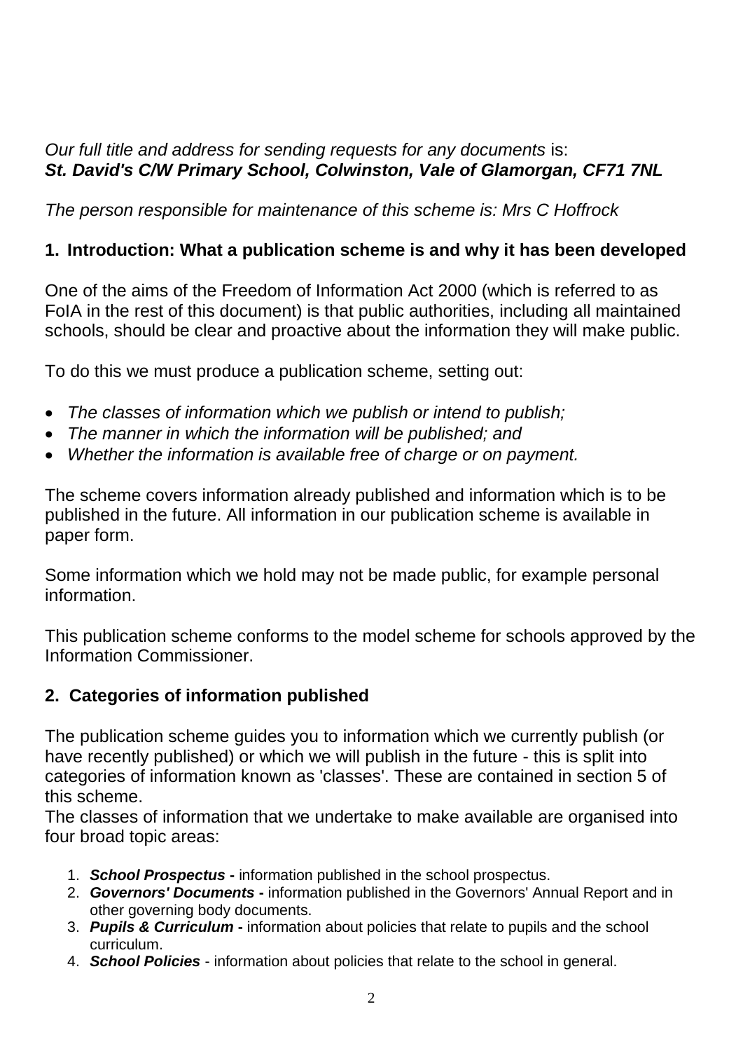*Our full title and address for sending requests for any documents* is:
***St. David's C/W Primary School, Colwinston, Vale of Glamorgan, CF71 7NL***

*The person responsible for maintenance of this scheme is: Mrs C Hoffrock*

## 1. Introduction: What a publication scheme is and why it has been developed

One of the aims of the Freedom of Information Act 2000 (which is referred to as FoIA in the rest of this document) is that public authorities, including all maintained schools, should be clear and proactive about the information they will make public.

To do this we must produce a publication scheme, setting out:

- *The classes of information which we publish or intend to publish;*
- *The manner in which the information will be published; and*
- *Whether the information is available free of charge or on payment.*

The scheme covers information already published and information which is to be published in the future. All information in our publication scheme is available in paper form.

Some information which we hold may not be made public, for example personal information.

This publication scheme conforms to the model scheme for schools approved by the Information Commissioner.

## 2. Categories of information published

The publication scheme guides you to information which we currently publish (or have recently published) or which we will publish in the future - this is split into categories of information known as 'classes'. These are contained in section 5 of this scheme.
The classes of information that we undertake to make available are organised into four broad topic areas:

1. ***School Prospectus*** **-** information published in the school prospectus.
2. ***Governors' Documents*** **-** information published in the Governors' Annual Report and in other governing body documents.
3. ***Pupils & Curriculum*** **-** information about policies that relate to pupils and the school curriculum.
4. ***School Policies*** - information about policies that relate to the school in general.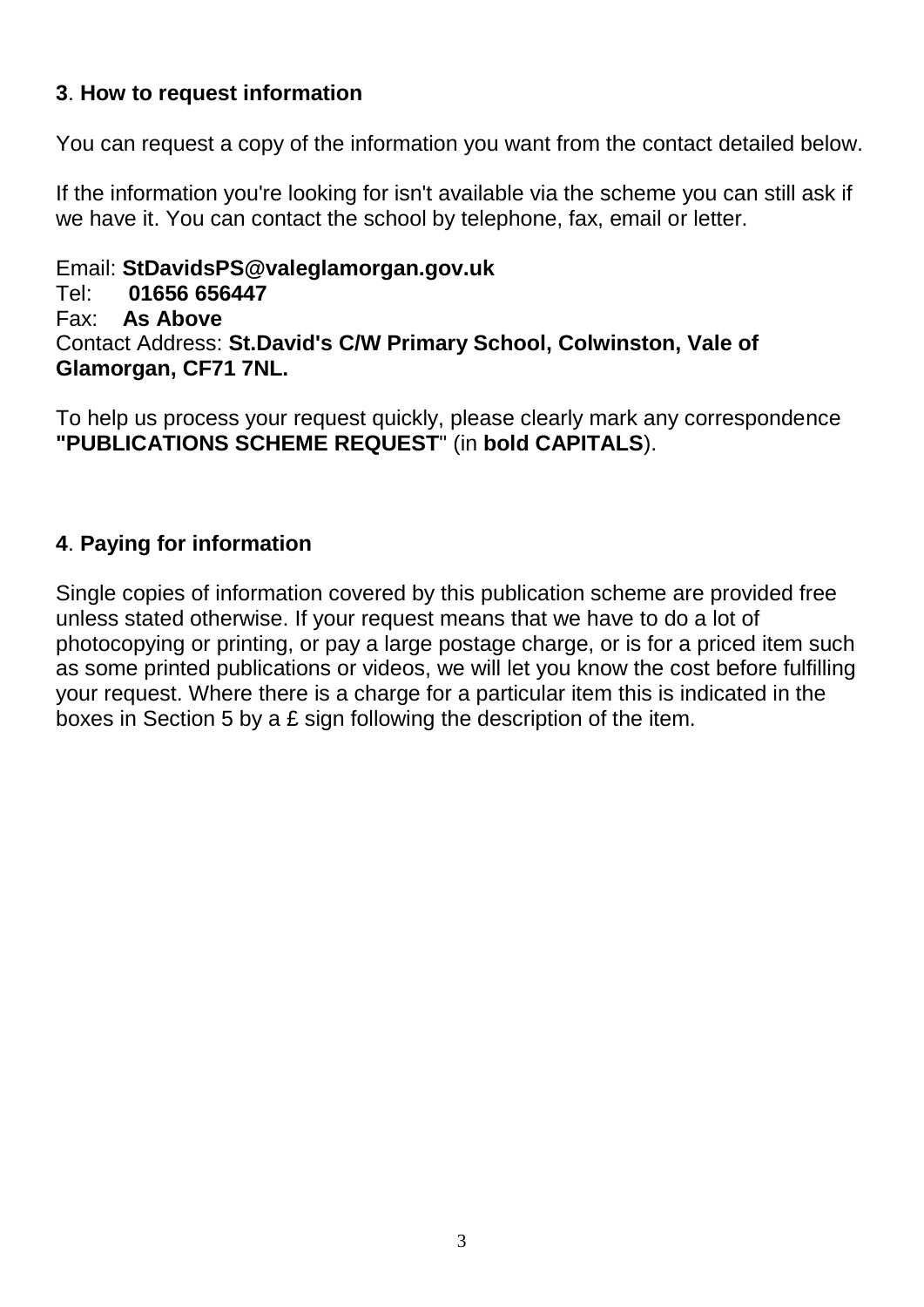## **3**. **How to request information**

You can request a copy of the information you want from the contact detailed below.

If the information you're looking for isn't available via the scheme you can still ask if we have it. You can contact the school by telephone, fax, email or letter.

Email: **StDavidsPS@valeglamorgan.gov.uk**
Tel: **01656 656447**
Fax: **As Above**
Contact Address: **St.David's C/W Primary School, Colwinston, Vale of Glamorgan, CF71 7NL.**

To help us process your request quickly, please clearly mark any correspondence **"PUBLICATIONS SCHEME REQUEST**" (in **bold CAPITALS**).

## **4**. **Paying for information**

Single copies of information covered by this publication scheme are provided free unless stated otherwise. If your request means that we have to do a lot of photocopying or printing, or pay a large postage charge, or is for a priced item such as some printed publications or videos, we will let you know the cost before fulfilling your request. Where there is a charge for a particular item this is indicated in the boxes in Section 5 by a £ sign following the description of the item.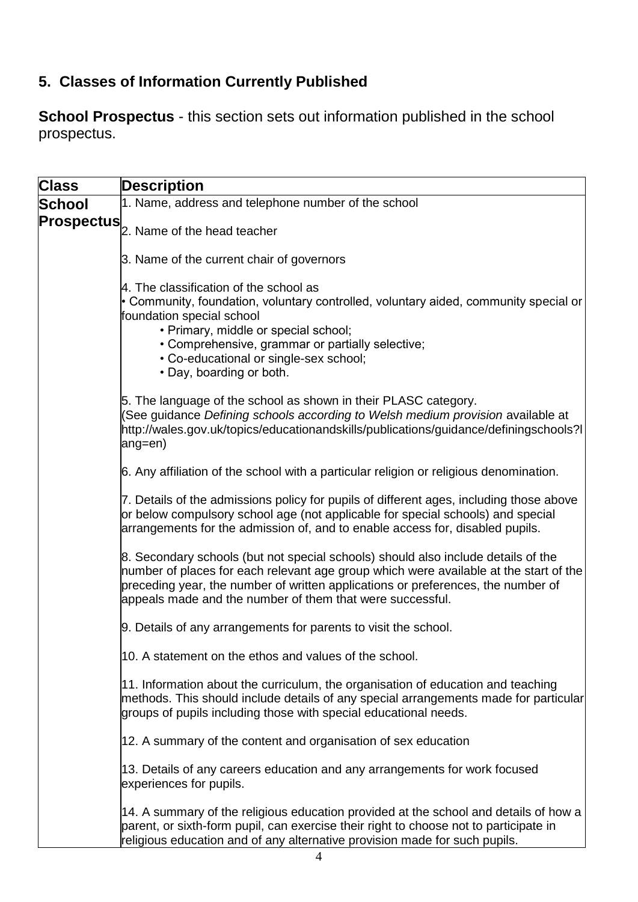## 5. Classes of Information Currently Published

**School Prospectus** - this section sets out information published in the school prospectus.

| Class | Description |
| --- | --- |
| **School Prospectus** | 1. Name, address and telephone number of the school<br><br>2. Name of the head teacher<br><br>3. Name of the current chair of governors<br><br>4. The classification of the school as<br>• Community, foundation, voluntary controlled, voluntary aided, community special or foundation special school<br>• Primary, middle or special school;<br>• Comprehensive, grammar or partially selective;<br>• Co-educational or single-sex school;<br>• Day, boarding or both.<br><br>5. The language of the school as shown in their PLASC category. (See guidance *Defining schools according to Welsh medium provision* available at http://wales.gov.uk/topics/educationandskills/publications/guidance/definingschools?lang=en)<br><br>6. Any affiliation of the school with a particular religion or religious denomination.<br><br>7. Details of the admissions policy for pupils of different ages, including those above or below compulsory school age (not applicable for special schools) and special arrangements for the admission of, and to enable access for, disabled pupils.<br><br>8. Secondary schools (but not special schools) should also include details of the number of places for each relevant age group which were available at the start of the preceding year, the number of written applications or preferences, the number of appeals made and the number of them that were successful.<br><br>9. Details of any arrangements for parents to visit the school.<br><br>10. A statement on the ethos and values of the school.<br><br>11. Information about the curriculum, the organisation of education and teaching methods. This should include details of any special arrangements made for particular groups of pupils including those with special educational needs.<br><br>12. A summary of the content and organisation of sex education<br><br>13. Details of any careers education and any arrangements for work focused experiences for pupils.<br><br>14. A summary of the religious education provided at the school and details of how a parent, or sixth-form pupil, can exercise their right to choose not to participate in religious education and of any alternative provision made for such pupils. |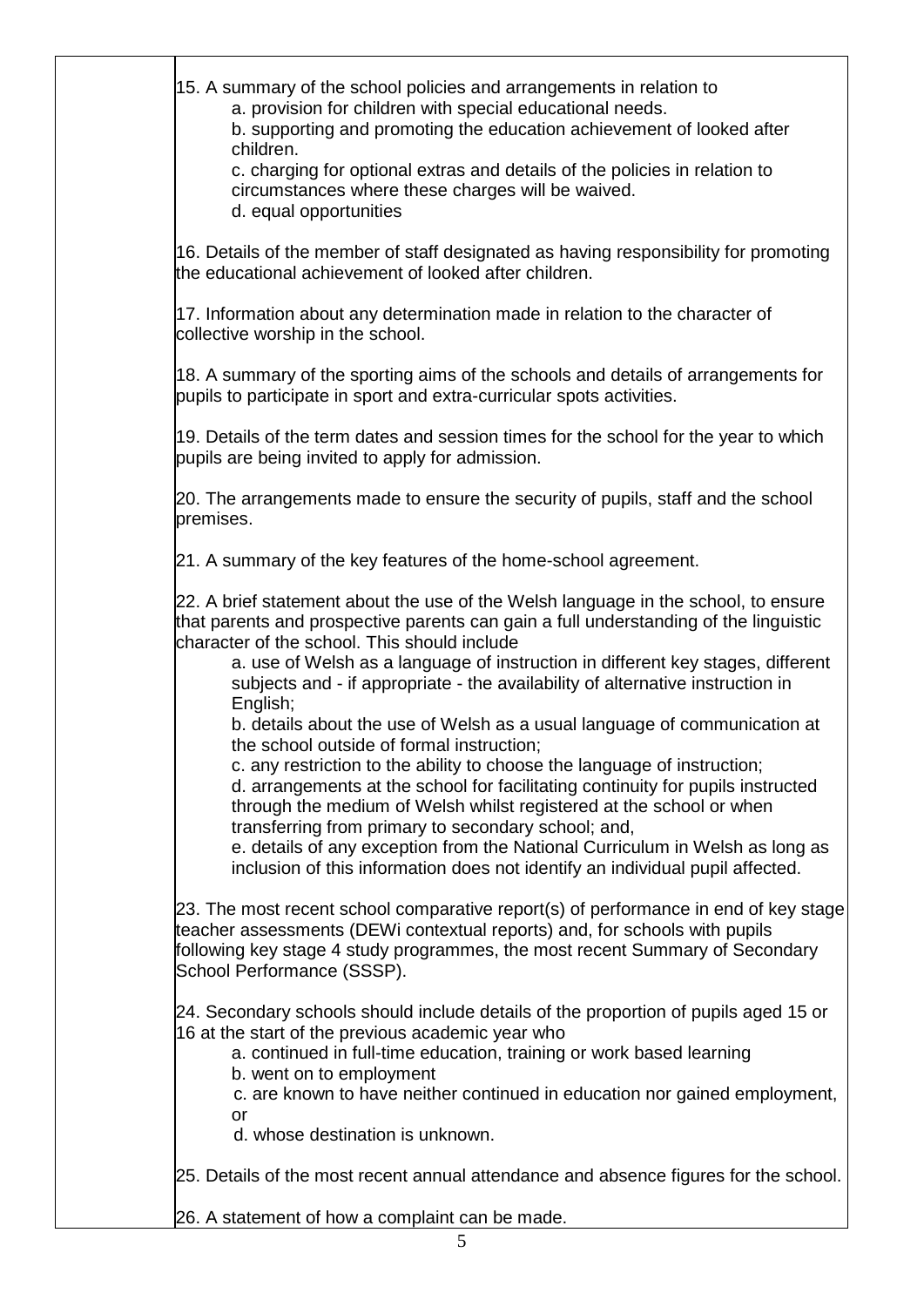15. A summary of the school policies and arrangements in relation to
   a. provision for children with special educational needs.
   b. supporting and promoting the education achievement of looked after children.
   c. charging for optional extras and details of the policies in relation to circumstances where these charges will be waived.
   d. equal opportunities

16. Details of the member of staff designated as having responsibility for promoting the educational achievement of looked after children.

17. Information about any determination made in relation to the character of collective worship in the school.

18. A summary of the sporting aims of the schools and details of arrangements for pupils to participate in sport and extra-curricular spots activities.

19. Details of the term dates and session times for the school for the year to which pupils are being invited to apply for admission.

20. The arrangements made to ensure the security of pupils, staff and the school premises.

21. A summary of the key features of the home-school agreement.

22. A brief statement about the use of the Welsh language in the school, to ensure that parents and prospective parents can gain a full understanding of the linguistic character of the school. This should include
   a. use of Welsh as a language of instruction in different key stages, different subjects and - if appropriate - the availability of alternative instruction in English;
   b. details about the use of Welsh as a usual language of communication at the school outside of formal instruction;
   c. any restriction to the ability to choose the language of instruction;
   d. arrangements at the school for facilitating continuity for pupils instructed through the medium of Welsh whilst registered at the school or when transferring from primary to secondary school; and,
   e. details of any exception from the National Curriculum in Welsh as long as inclusion of this information does not identify an individual pupil affected.

23. The most recent school comparative report(s) of performance in end of key stage teacher assessments (DEWi contextual reports) and, for schools with pupils following key stage 4 study programmes, the most recent Summary of Secondary School Performance (SSSP).

24. Secondary schools should include details of the proportion of pupils aged 15 or 16 at the start of the previous academic year who
   a. continued in full-time education, training or work based learning
   b. went on to employment
   c. are known to have neither continued in education nor gained employment, or
   d. whose destination is unknown.

25. Details of the most recent annual attendance and absence figures for the school.

26. A statement of how a complaint can be made.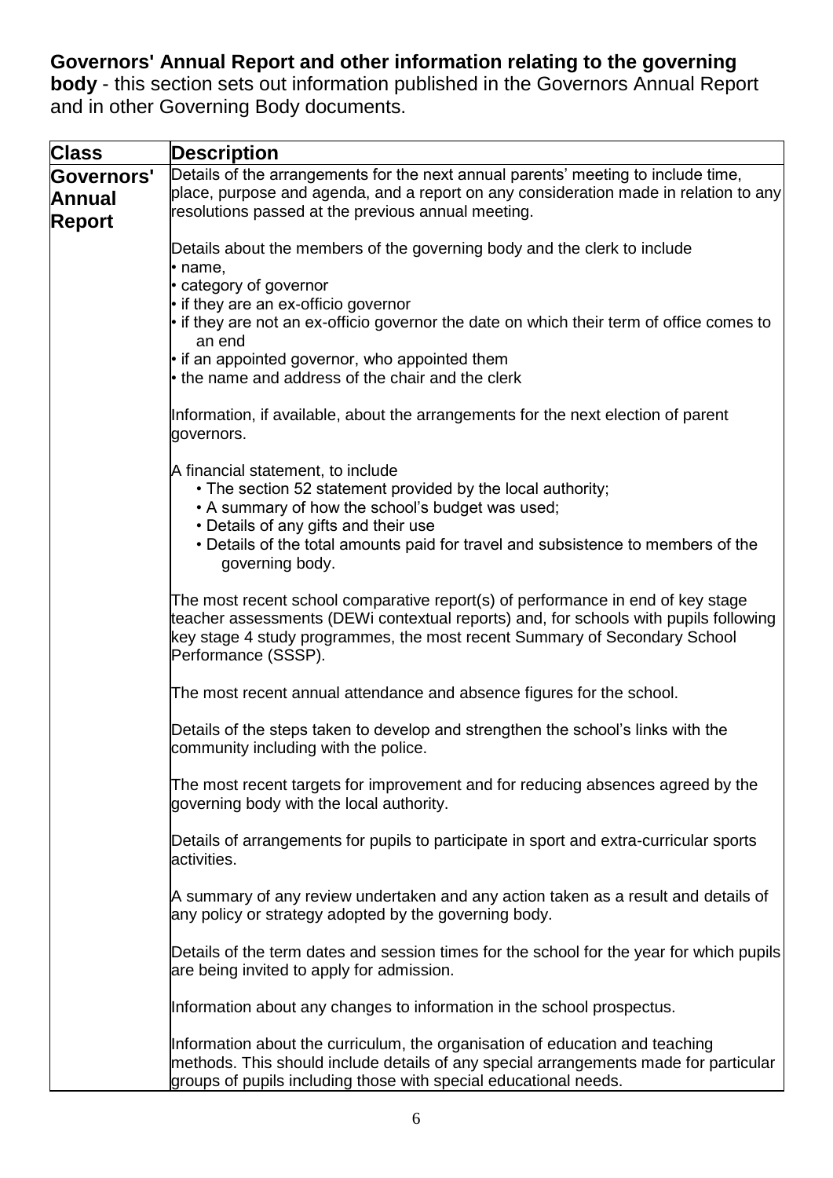**Governors' Annual Report and other information relating to the governing body** - this section sets out information published in the Governors Annual Report and in other Governing Body documents.

| Class | Description |
|---|---|
| **Governors' Annual Report** | Details of the arrangements for the next annual parents' meeting to include time, place, purpose and agenda, and a report on any consideration made in relation to any resolutions passed at the previous annual meeting.<br><br>Details about the members of the governing body and the clerk to include<br>• name,<br>• category of governor<br>• if they are an ex-officio governor<br>• if they are not an ex-officio governor the date on which their term of office comes to an end<br>• if an appointed governor, who appointed them<br>• the name and address of the chair and the clerk<br><br>Information, if available, about the arrangements for the next election of parent governors.<br><br>A financial statement, to include<br>• The section 52 statement provided by the local authority;<br>• A summary of how the school's budget was used;<br>• Details of any gifts and their use<br>• Details of the total amounts paid for travel and subsistence to members of the governing body.<br><br>The most recent school comparative report(s) of performance in end of key stage teacher assessments (DEWi contextual reports) and, for schools with pupils following key stage 4 study programmes, the most recent Summary of Secondary School Performance (SSSP).<br><br>The most recent annual attendance and absence figures for the school.<br><br>Details of the steps taken to develop and strengthen the school's links with the community including with the police.<br><br>The most recent targets for improvement and for reducing absences agreed by the governing body with the local authority.<br><br>Details of arrangements for pupils to participate in sport and extra-curricular sports activities.<br><br>A summary of any review undertaken and any action taken as a result and details of any policy or strategy adopted by the governing body.<br><br>Details of the term dates and session times for the school for the year for which pupils are being invited to apply for admission.<br><br>Information about any changes to information in the school prospectus.<br><br>Information about the curriculum, the organisation of education and teaching methods. This should include details of any special arrangements made for particular groups of pupils including those with special educational needs. |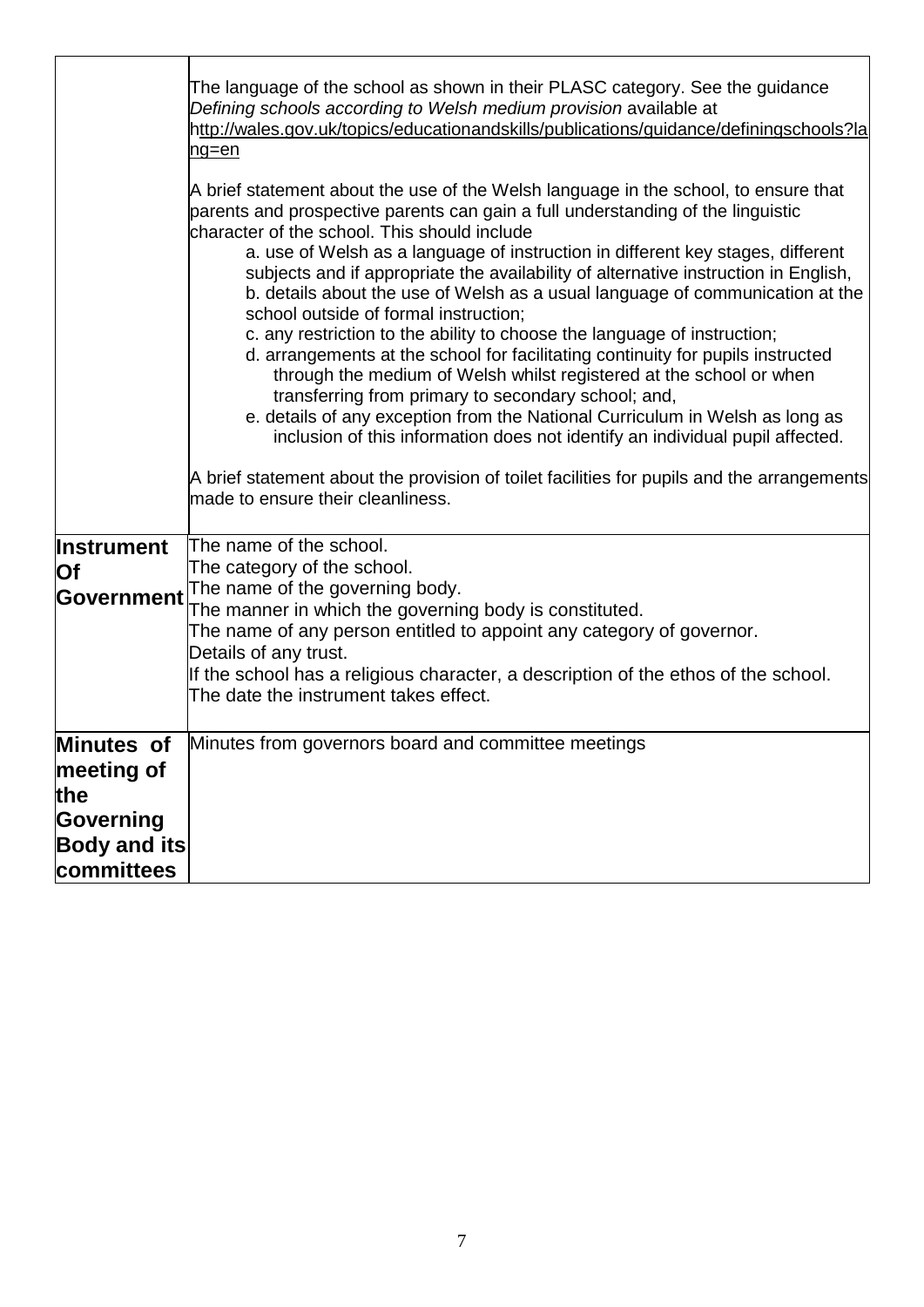| | |
|---|---|
| | The language of the school as shown in their PLASC category. See the guidance *Defining schools according to Welsh medium provision* available at http://wales.gov.uk/topics/educationandskills/publications/guidance/definingschools?lang=en<br><br>A brief statement about the use of the Welsh language in the school, to ensure that parents and prospective parents can gain a full understanding of the linguistic character of the school. This should include<br>a. use of Welsh as a language of instruction in different key stages, different subjects and if appropriate the availability of alternative instruction in English,<br>b. details about the use of Welsh as a usual language of communication at the school outside of formal instruction;<br>c. any restriction to the ability to choose the language of instruction;<br>d. arrangements at the school for facilitating continuity for pupils instructed through the medium of Welsh whilst registered at the school or when transferring from primary to secondary school; and,<br>e. details of any exception from the National Curriculum in Welsh as long as inclusion of this information does not identify an individual pupil affected.<br><br>A brief statement about the provision of toilet facilities for pupils and the arrangements made to ensure their cleanliness. |
| **Instrument Of Government** | The name of the school.<br>The category of the school.<br>The name of the governing body.<br>The manner in which the governing body is constituted.<br>The name of any person entitled to appoint any category of governor.<br>Details of any trust.<br>If the school has a religious character, a description of the ethos of the school.<br>The date the instrument takes effect. |
| **Minutes of meeting of the Governing Body and its committees** | Minutes from governors board and committee meetings |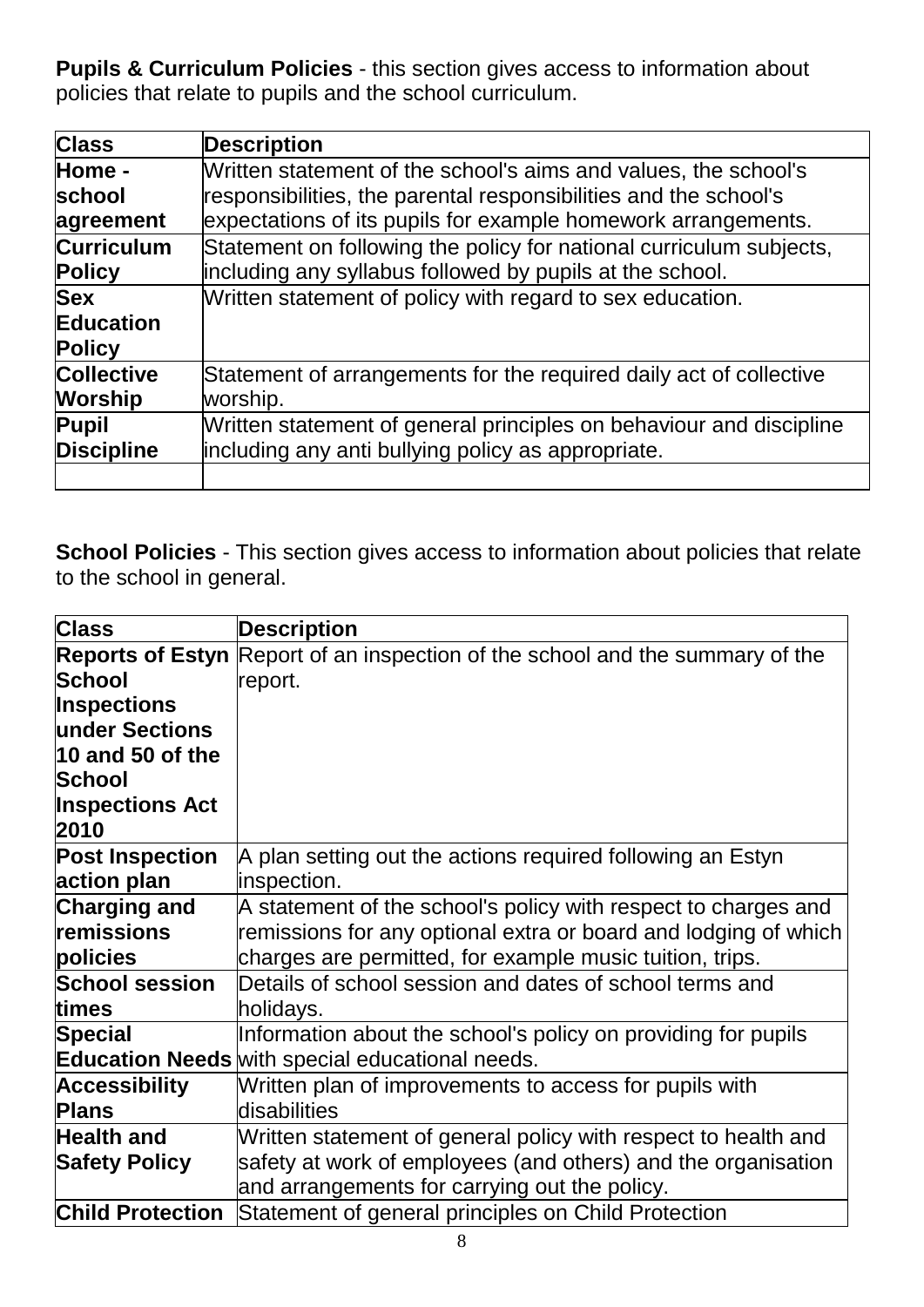**Pupils & Curriculum Policies** - this section gives access to information about policies that relate to pupils and the school curriculum.

| Class | Description |
|---|---|
| **Home - school agreement** | Written statement of the school's aims and values, the school's responsibilities, the parental responsibilities and the school's expectations of its pupils for example homework arrangements. |
| **Curriculum Policy** | Statement on following the policy for national curriculum subjects, including any syllabus followed by pupils at the school. |
| **Sex Education Policy** | Written statement of policy with regard to sex education. |
| **Collective Worship** | Statement of arrangements for the required daily act of collective worship. |
| **Pupil Discipline** | Written statement of general principles on behaviour and discipline including any anti bullying policy as appropriate. |
| | |

**School Policies** - This section gives access to information about policies that relate to the school in general.

| Class | Description |
|---|---|
| **Reports of Estyn School Inspections under Sections 10 and 50 of the School Inspections Act 2010** | Report of an inspection of the school and the summary of the report. |
| **Post Inspection action plan** | A plan setting out the actions required following an Estyn inspection. |
| **Charging and remissions policies** | A statement of the school's policy with respect to charges and remissions for any optional extra or board and lodging of which charges are permitted, for example music tuition, trips. |
| **School session times** | Details of school session and dates of school terms and holidays. |
| **Special Education Needs** | Information about the school's policy on providing for pupils with special educational needs. |
| **Accessibility Plans** | Written plan of improvements to access for pupils with disabilities |
| **Health and Safety Policy** | Written statement of general policy with respect to health and safety at work of employees (and others) and the organisation and arrangements for carrying out the policy. |
| **Child Protection** | Statement of general principles on Child Protection |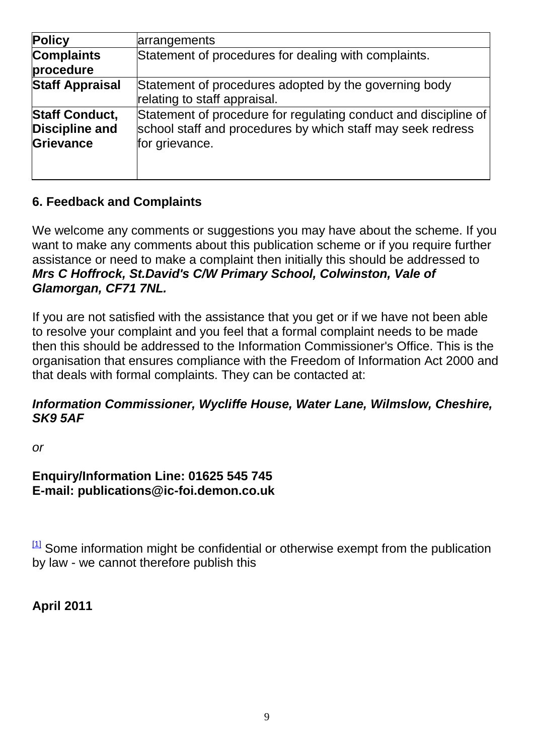| **Policy** | arrangements |
|---|---|
| **Complaints procedure** | Statement of procedures for dealing with complaints. |
| **Staff Appraisal** | Statement of procedures adopted by the governing body relating to staff appraisal. |
| **Staff Conduct, Discipline and Grievance** | Statement of procedure for regulating conduct and discipline of school staff and procedures by which staff may seek redress for grievance. |

## 6. Feedback and Complaints

We welcome any comments or suggestions you may have about the scheme. If you want to make any comments about this publication scheme or if you require further assistance or need to make a complaint then initially this should be addressed to ***Mrs C Hoffrock, St.David's C/W Primary School, Colwinston, Vale of Glamorgan, CF71 7NL.***

If you are not satisfied with the assistance that you get or if we have not been able to resolve your complaint and you feel that a formal complaint needs to be made then this should be addressed to the Information Commissioner's Office. This is the organisation that ensures compliance with the Freedom of Information Act 2000 and that deals with formal complaints. They can be contacted at:

***Information Commissioner, Wycliffe House, Water Lane, Wilmslow, Cheshire, SK9 5AF***

*or*

**Enquiry/Information Line: 01625 545 745**
**E-mail: publications@ic-foi.demon.co.uk**

[1] Some information might be confidential or otherwise exempt from the publication by law - we cannot therefore publish this

**April 2011**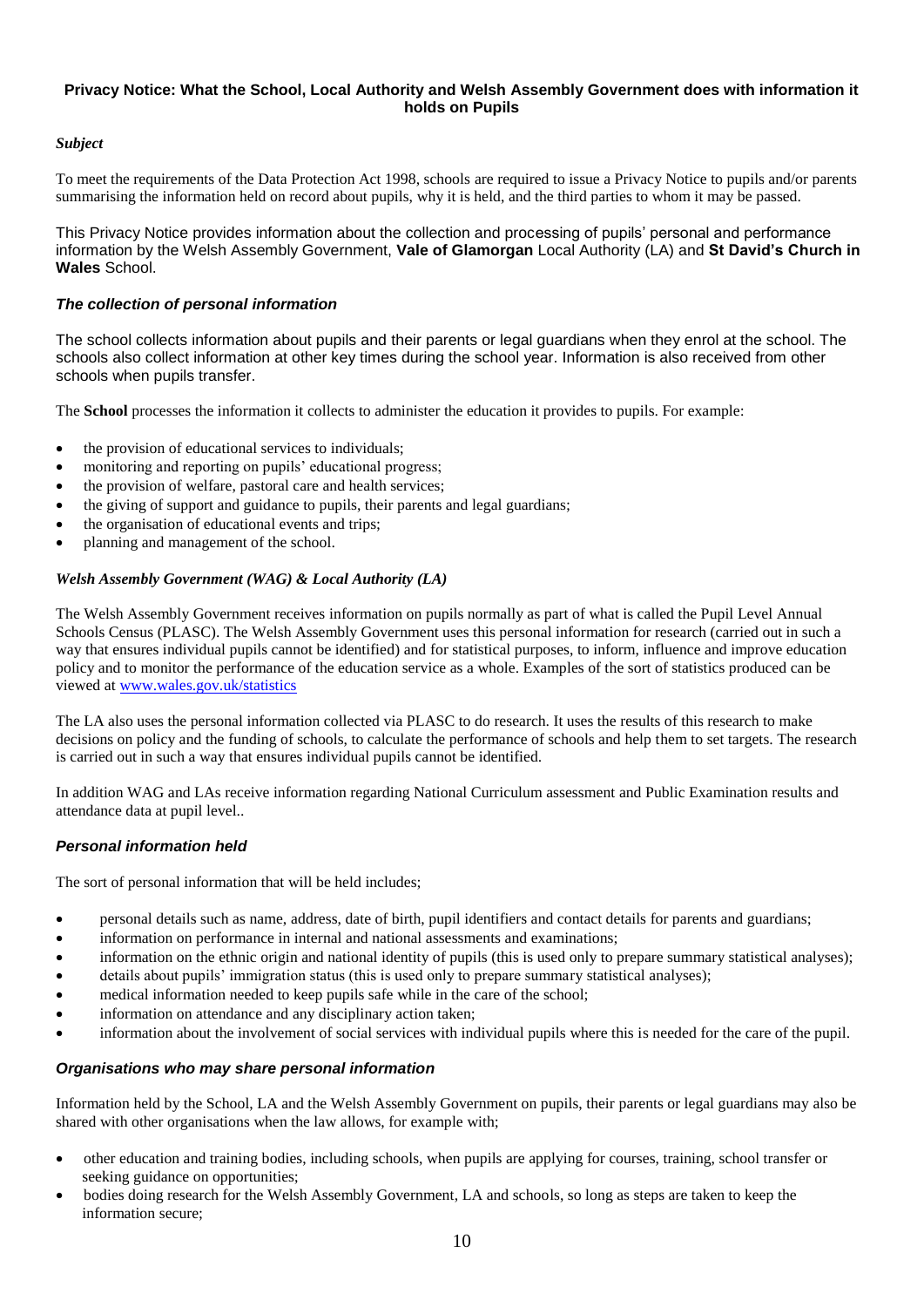**Privacy Notice: What the School, Local Authority and Welsh Assembly Government does with information it holds on Pupils**

***Subject***

To meet the requirements of the Data Protection Act 1998, schools are required to issue a Privacy Notice to pupils and/or parents summarising the information held on record about pupils, why it is held, and the third parties to whom it may be passed.

This Privacy Notice provides information about the collection and processing of pupils' personal and performance information by the Welsh Assembly Government, **Vale of Glamorgan** Local Authority (LA) and **St David's Church in Wales** School.

***The collection of personal information***

The school collects information about pupils and their parents or legal guardians when they enrol at the school. The schools also collect information at other key times during the school year. Information is also received from other schools when pupils transfer.

The **School** processes the information it collects to administer the education it provides to pupils. For example:

- the provision of educational services to individuals;
- monitoring and reporting on pupils' educational progress;
- the provision of welfare, pastoral care and health services;
- the giving of support and guidance to pupils, their parents and legal guardians;
- the organisation of educational events and trips;
- planning and management of the school.

***Welsh Assembly Government (WAG) & Local Authority (LA)***

The Welsh Assembly Government receives information on pupils normally as part of what is called the Pupil Level Annual Schools Census (PLASC). The Welsh Assembly Government uses this personal information for research (carried out in such a way that ensures individual pupils cannot be identified) and for statistical purposes, to inform, influence and improve education policy and to monitor the performance of the education service as a whole. Examples of the sort of statistics produced can be viewed at www.wales.gov.uk/statistics

The LA also uses the personal information collected via PLASC to do research. It uses the results of this research to make decisions on policy and the funding of schools, to calculate the performance of schools and help them to set targets. The research is carried out in such a way that ensures individual pupils cannot be identified.

In addition WAG and LAs receive information regarding National Curriculum assessment and Public Examination results and attendance data at pupil level..

***Personal information held***

The sort of personal information that will be held includes;

- personal details such as name, address, date of birth, pupil identifiers and contact details for parents and guardians;
- information on performance in internal and national assessments and examinations;
- information on the ethnic origin and national identity of pupils (this is used only to prepare summary statistical analyses);
- details about pupils' immigration status (this is used only to prepare summary statistical analyses);
- medical information needed to keep pupils safe while in the care of the school;
- information on attendance and any disciplinary action taken;
- information about the involvement of social services with individual pupils where this is needed for the care of the pupil.

***Organisations who may share personal information***

Information held by the School, LA and the Welsh Assembly Government on pupils, their parents or legal guardians may also be shared with other organisations when the law allows, for example with;

- other education and training bodies, including schools, when pupils are applying for courses, training, school transfer or seeking guidance on opportunities;
- bodies doing research for the Welsh Assembly Government, LA and schools, so long as steps are taken to keep the information secure;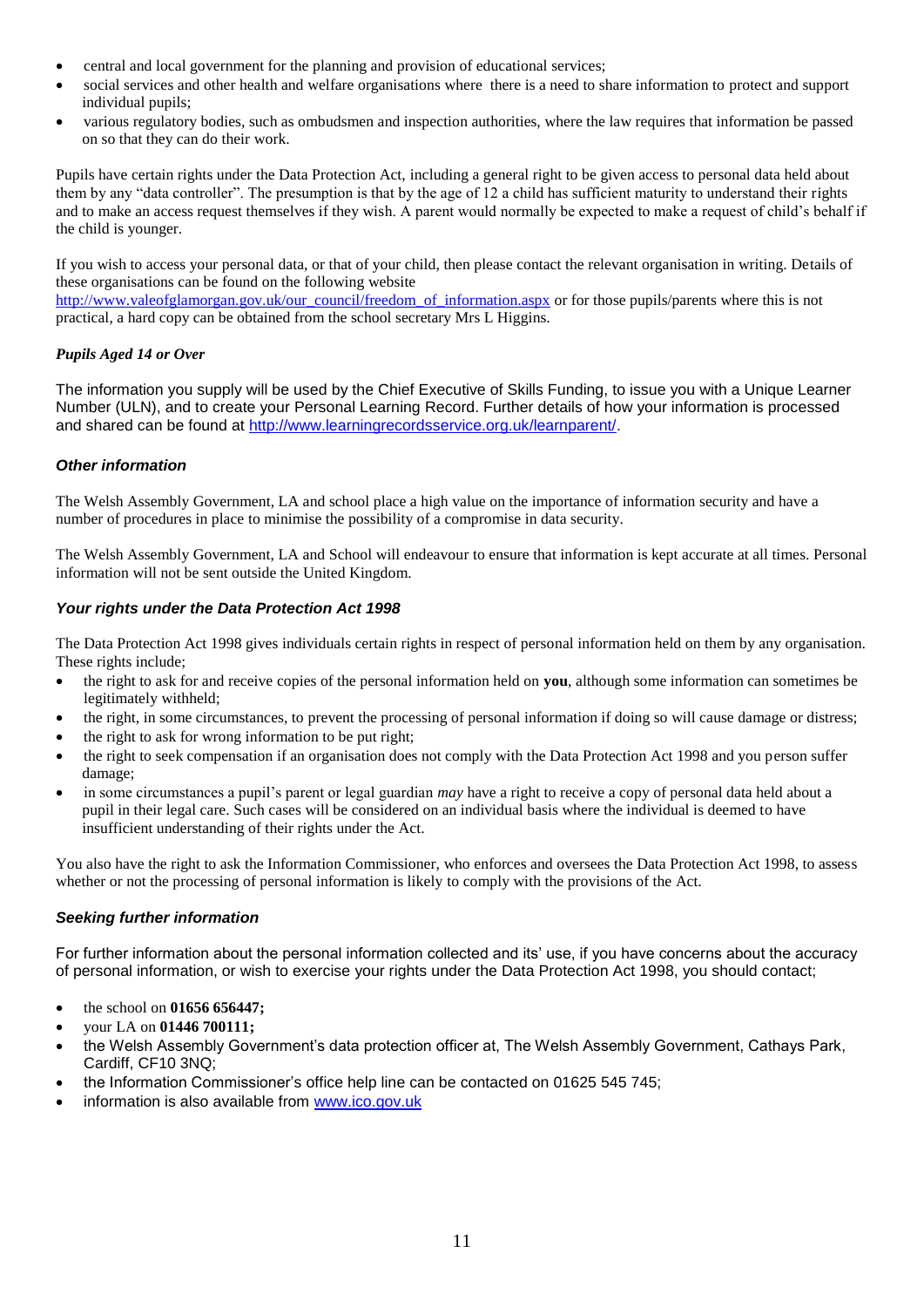- central and local government for the planning and provision of educational services;
- social services and other health and welfare organisations where there is a need to share information to protect and support individual pupils;
- various regulatory bodies, such as ombudsmen and inspection authorities, where the law requires that information be passed on so that they can do their work.

Pupils have certain rights under the Data Protection Act, including a general right to be given access to personal data held about them by any "data controller". The presumption is that by the age of 12 a child has sufficient maturity to understand their rights and to make an access request themselves if they wish. A parent would normally be expected to make a request of child's behalf if the child is younger.

If you wish to access your personal data, or that of your child, then please contact the relevant organisation in writing. Details of these organisations can be found on the following website [http://www.valeofglamorgan.gov.uk/our_council/freedom_of_information.aspx](http://www.valeofglamorgan.gov.uk/our_council/freedom_of_information.aspx) or for those pupils/parents where this is not practical, a hard copy can be obtained from the school secretary Mrs L Higgins.

***Pupils Aged 14 or Over***

The information you supply will be used by the Chief Executive of Skills Funding, to issue you with a Unique Learner Number (ULN), and to create your Personal Learning Record. Further details of how your information is processed and shared can be found at [http://www.learningrecordsservice.org.uk/learnparent/](http://www.learningrecordsservice.org.uk/learnparent/).

***Other information***

The Welsh Assembly Government, LA and school place a high value on the importance of information security and have a number of procedures in place to minimise the possibility of a compromise in data security.

The Welsh Assembly Government, LA and School will endeavour to ensure that information is kept accurate at all times. Personal information will not be sent outside the United Kingdom.

***Your rights under the Data Protection Act 1998***

The Data Protection Act 1998 gives individuals certain rights in respect of personal information held on them by any organisation. These rights include;

- the right to ask for and receive copies of the personal information held on **you**, although some information can sometimes be legitimately withheld;
- the right, in some circumstances, to prevent the processing of personal information if doing so will cause damage or distress;
- the right to ask for wrong information to be put right;
- the right to seek compensation if an organisation does not comply with the Data Protection Act 1998 and you person suffer damage;
- in some circumstances a pupil's parent or legal guardian *may* have a right to receive a copy of personal data held about a pupil in their legal care. Such cases will be considered on an individual basis where the individual is deemed to have insufficient understanding of their rights under the Act.

You also have the right to ask the Information Commissioner, who enforces and oversees the Data Protection Act 1998, to assess whether or not the processing of personal information is likely to comply with the provisions of the Act.

***Seeking further information***

For further information about the personal information collected and its' use, if you have concerns about the accuracy of personal information, or wish to exercise your rights under the Data Protection Act 1998, you should contact;

- the school on **01656 656447;**
- your LA on **01446 700111;**
- the Welsh Assembly Government's data protection officer at, The Welsh Assembly Government, Cathays Park, Cardiff, CF10 3NQ;
- the Information Commissioner's office help line can be contacted on 01625 545 745;
- information is also available from [www.ico.gov.uk](www.ico.gov.uk)